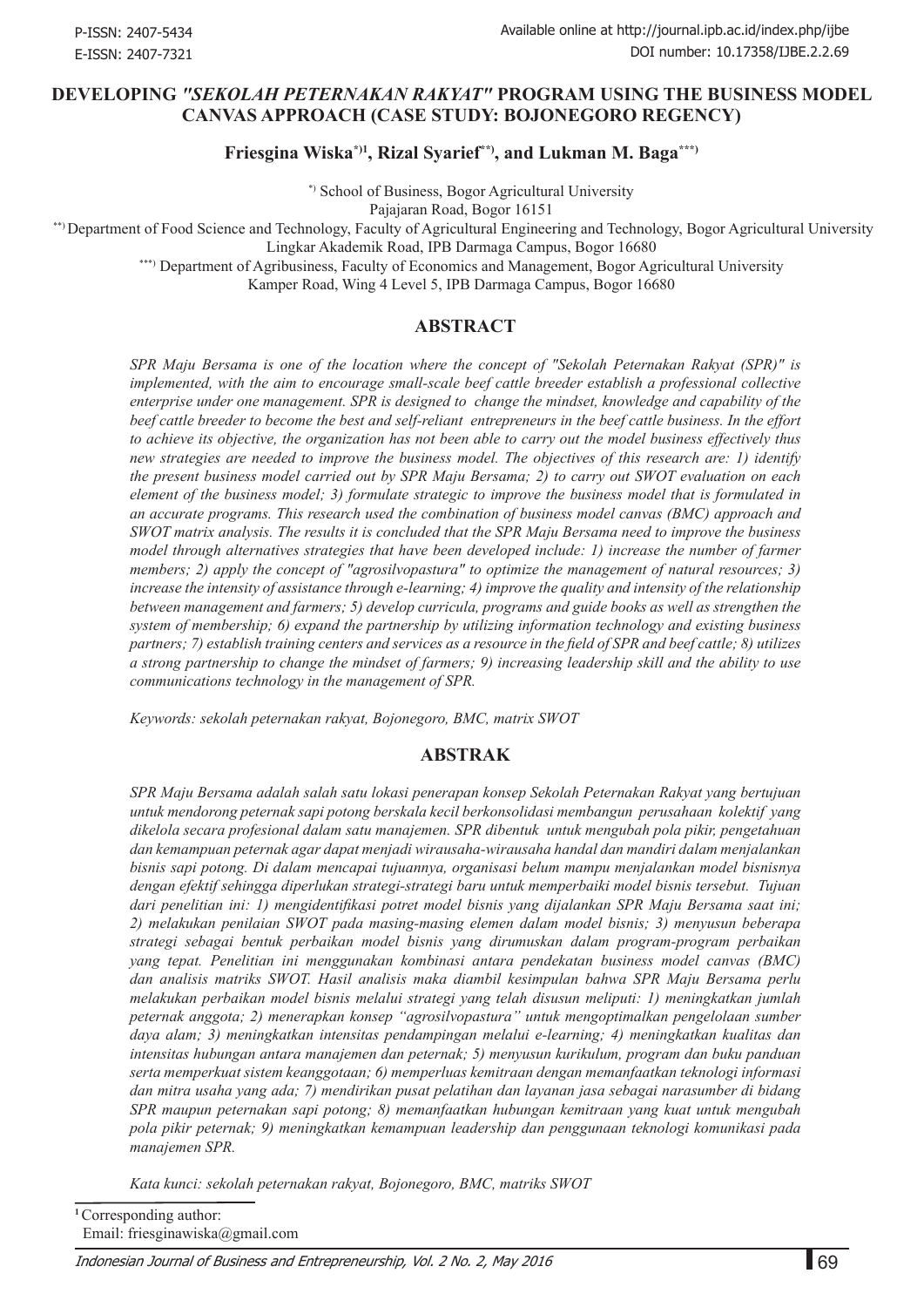P-ISSN: 2407-5434
E-ISSN: 2407-7321

Available online at http://journal.ipb.ac.id/index.php/ijbe
DOI number: 10.17358/IJBE.2.2.69

# DEVELOPING *"SEKOLAH PETERNAKAN RAKYAT"* PROGRAM USING THE BUSINESS MODEL CANVAS APPROACH (CASE STUDY: BOJONEGORO REGENCY)

**Friesgina Wiska[*)1], Rizal Syarief[**)], and Lukman M. Baga[***)]**

[*)] School of Business, Bogor Agricultural University
Pajajaran Road, Bogor 16151

[**)] Department of Food Science and Technology, Faculty of Agricultural Engineering and Technology, Bogor Agricultural University
Lingkar Akademik Road, IPB Darmaga Campus, Bogor 16680

[***)] Department of Agribusiness, Faculty of Economics and Management, Bogor Agricultural University
Kamper Road, Wing 4 Level 5, IPB Darmaga Campus, Bogor 16680

## ABSTRACT

*SPR Maju Bersama is one of the location where the concept of "Sekolah Peternakan Rakyat (SPR)" is implemented, with the aim to encourage small-scale beef cattle breeder establish a professional collective enterprise under one management. SPR is designed to change the mindset, knowledge and capability of the beef cattle breeder to become the best and self-reliant entrepreneurs in the beef cattle business. In the effort to achieve its objective, the organization has not been able to carry out the model business effectively thus new strategies are needed to improve the business model. The objectives of this research are: 1) identify the present business model carried out by SPR Maju Bersama; 2) to carry out SWOT evaluation on each element of the business model; 3) formulate strategic to improve the business model that is formulated in an accurate programs. This research used the combination of business model canvas (BMC) approach and SWOT matrix analysis. The results it is concluded that the SPR Maju Bersama need to improve the business model through alternatives strategies that have been developed include: 1) increase the number of farmer members; 2) apply the concept of "agrosilvopastura" to optimize the management of natural resources; 3) increase the intensity of assistance through e-learning; 4) improve the quality and intensity of the relationship between management and farmers; 5) develop curricula, programs and guide books as well as strengthen the system of membership; 6) expand the partnership by utilizing information technology and existing business partners; 7) establish training centers and services as a resource in the field of SPR and beef cattle; 8) utilizes a strong partnership to change the mindset of farmers; 9) increasing leadership skill and the ability to use communications technology in the management of SPR.*

*Keywords: sekolah peternakan rakyat, Bojonegoro, BMC, matrix SWOT*

## ABSTRAK

*SPR Maju Bersama adalah salah satu lokasi penerapan konsep Sekolah Peternakan Rakyat yang bertujuan untuk mendorong peternak sapi potong berskala kecil berkonsolidasi membangun perusahaan kolektif yang dikelola secara profesional dalam satu manajemen. SPR dibentuk untuk mengubah pola pikir, pengetahuan dan kemampuan peternak agar dapat menjadi wirausaha-wirausaha handal dan mandiri dalam menjalankan bisnis sapi potong. Di dalam mencapai tujuannya, organisasi belum mampu menjalankan model bisnisnya dengan efektif sehingga diperlukan strategi-strategi baru untuk memperbaiki model bisnis tersebut. Tujuan dari penelitian ini: 1) mengidentifikasi potret model bisnis yang dijalankan SPR Maju Bersama saat ini; 2) melakukan penilaian SWOT pada masing-masing elemen dalam model bisnis; 3) menyusun beberapa strategi sebagai bentuk perbaikan model bisnis yang dirumuskan dalam program-program perbaikan yang tepat. Penelitian ini menggunakan kombinasi antara pendekatan business model canvas (BMC) dan analisis matriks SWOT. Hasil analisis maka diambil kesimpulan bahwa SPR Maju Bersama perlu melakukan perbaikan model bisnis melalui strategi yang telah disusun meliputi: 1) meningkatkan jumlah peternak anggota; 2) menerapkan konsep "agrosilvopastura" untuk mengoptimalkan pengelolaan sumber daya alam; 3) meningkatkan intensitas pendampingan melalui e-learning; 4) meningkatkan kualitas dan intensitas hubungan antara manajemen dan peternak; 5) menyusun kurikulum, program dan buku panduan serta memperkuat sistem keanggotaan; 6) memperluas kemitraan dengan memanfaatkan teknologi informasi dan mitra usaha yang ada; 7) mendirikan pusat pelatihan dan layanan jasa sebagai narasumber di bidang SPR maupun peternakan sapi potong; 8) memanfaatkan hubungan kemitraan yang kuat untuk mengubah pola pikir peternak; 9) meningkatkan kemampuan leadership dan penggunaan teknologi komunikasi pada manajemen SPR.*

*Kata kunci: sekolah peternakan rakyat, Bojonegoro, BMC, matriks SWOT*

[1] Corresponding author:
Email: friesginawiska@gmail.com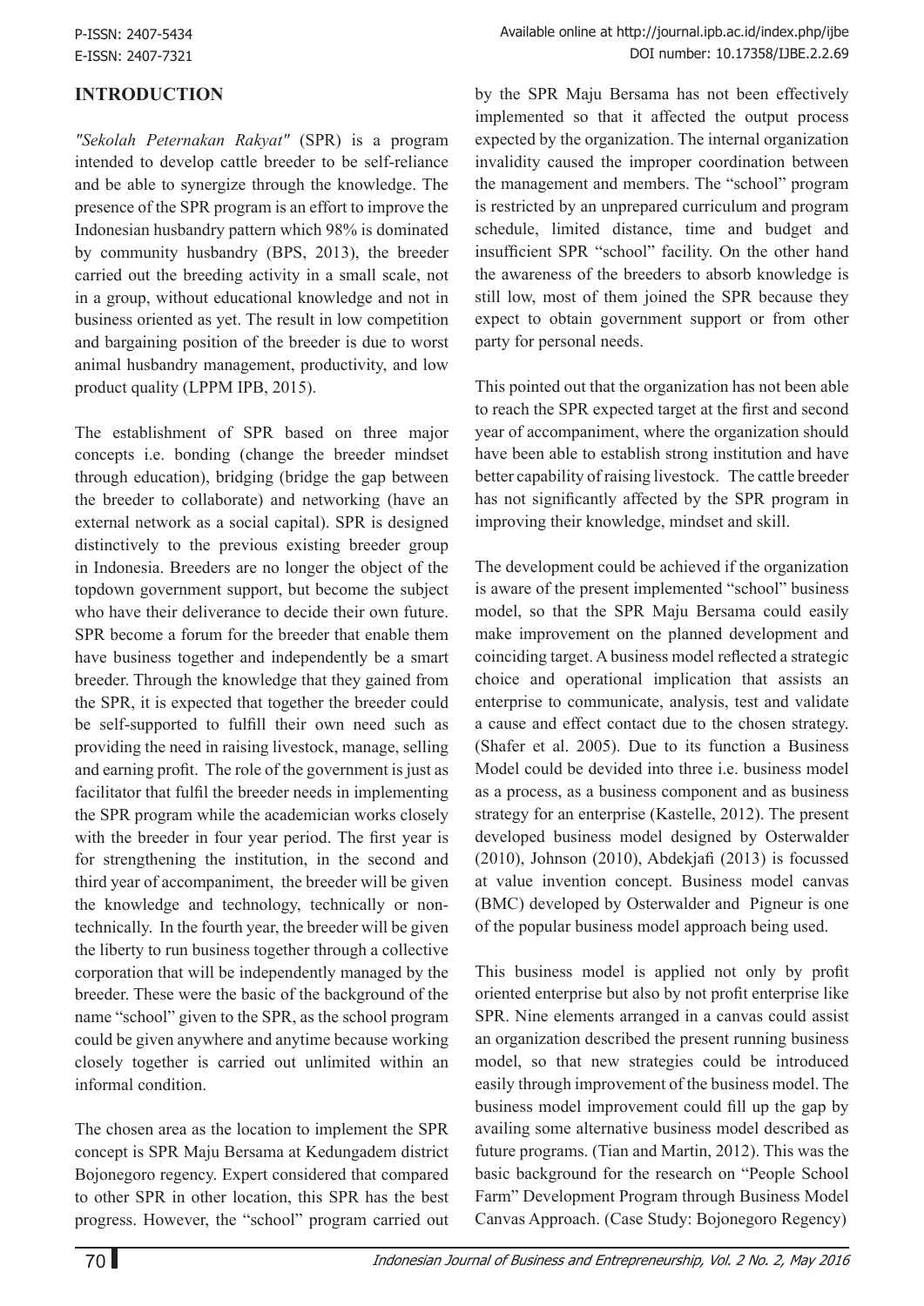## INTRODUCTION

*"Sekolah Peternakan Rakyat"* (SPR) is a program intended to develop cattle breeder to be self-reliance and be able to synergize through the knowledge. The presence of the SPR program is an effort to improve the Indonesian husbandry pattern which 98% is dominated by community husbandry (BPS, 2013), the breeder carried out the breeding activity in a small scale, not in a group, without educational knowledge and not in business oriented as yet. The result in low competition and bargaining position of the breeder is due to worst animal husbandry management, productivity, and low product quality (LPPM IPB, 2015).

The establishment of SPR based on three major concepts i.e. bonding (change the breeder mindset through education), bridging (bridge the gap between the breeder to collaborate) and networking (have an external network as a social capital). SPR is designed distinctively to the previous existing breeder group in Indonesia. Breeders are no longer the object of the topdown government support, but become the subject who have their deliverance to decide their own future. SPR become a forum for the breeder that enable them have business together and independently be a smart breeder. Through the knowledge that they gained from the SPR, it is expected that together the breeder could be self-supported to fulfill their own need such as providing the need in raising livestock, manage, selling and earning profit. The role of the government is just as facilitator that fulfil the breeder needs in implementing the SPR program while the academician works closely with the breeder in four year period. The first year is for strengthening the institution, in the second and third year of accompaniment, the breeder will be given the knowledge and technology, technically or non-technically. In the fourth year, the breeder will be given the liberty to run business together through a collective corporation that will be independently managed by the breeder. These were the basic of the background of the name "school" given to the SPR, as the school program could be given anywhere and anytime because working closely together is carried out unlimited within an informal condition.

The chosen area as the location to implement the SPR concept is SPR Maju Bersama at Kedungadem district Bojonegoro regency. Expert considered that compared to other SPR in other location, this SPR has the best progress. However, the "school" program carried out by the SPR Maju Bersama has not been effectively implemented so that it affected the output process expected by the organization. The internal organization invalidity caused the improper coordination between the management and members. The "school" program is restricted by an unprepared curriculum and program schedule, limited distance, time and budget and insufficient SPR "school" facility. On the other hand the awareness of the breeders to absorb knowledge is still low, most of them joined the SPR because they expect to obtain government support or from other party for personal needs.

This pointed out that the organization has not been able to reach the SPR expected target at the first and second year of accompaniment, where the organization should have been able to establish strong institution and have better capability of raising livestock. The cattle breeder has not significantly affected by the SPR program in improving their knowledge, mindset and skill.

The development could be achieved if the organization is aware of the present implemented "school" business model, so that the SPR Maju Bersama could easily make improvement on the planned development and coinciding target. A business model reflected a strategic choice and operational implication that assists an enterprise to communicate, analysis, test and validate a cause and effect contact due to the chosen strategy. (Shafer et al. 2005). Due to its function a Business Model could be devided into three i.e. business model as a process, as a business component and as business strategy for an enterprise (Kastelle, 2012). The present developed business model designed by Osterwalder (2010), Johnson (2010), Abdekjafi (2013) is focussed at value invention concept. Business model canvas (BMC) developed by Osterwalder and Pigneur is one of the popular business model approach being used.

This business model is applied not only by profit oriented enterprise but also by not profit enterprise like SPR. Nine elements arranged in a canvas could assist an organization described the present running business model, so that new strategies could be introduced easily through improvement of the business model. The business model improvement could fill up the gap by availing some alternative business model described as future programs. (Tian and Martin, 2012). This was the basic background for the research on "People School Farm" Development Program through Business Model Canvas Approach. (Case Study: Bojonegoro Regency)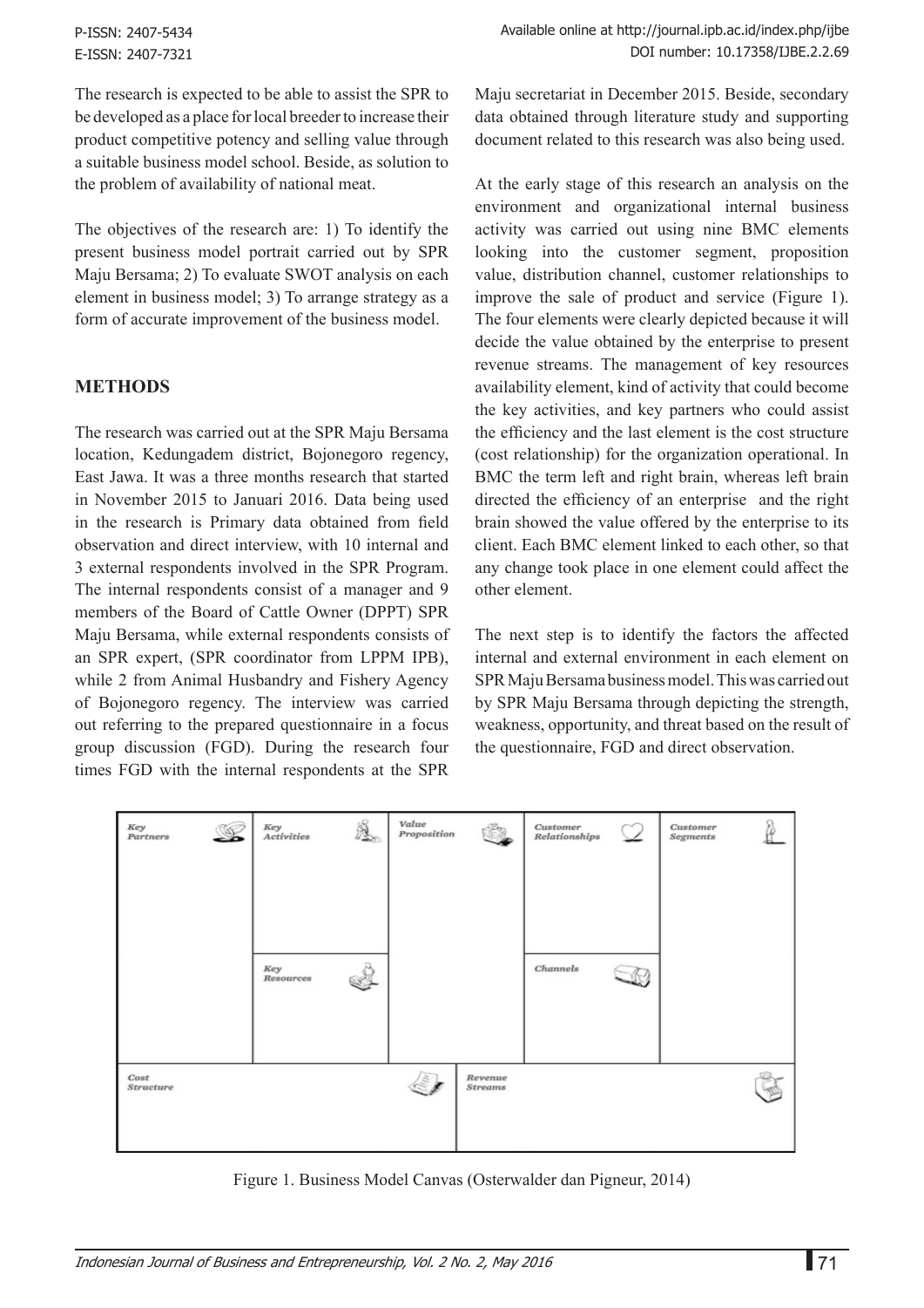The research is expected to be able to assist the SPR to be developed as a place for local breeder to increase their product competitive potency and selling value through a suitable business model school. Beside, as solution to the problem of availability of national meat.

The objectives of the research are: 1) To identify the present business model portrait carried out by SPR Maju Bersama; 2) To evaluate SWOT analysis on each element in business model; 3) To arrange strategy as a form of accurate improvement of the business model.

## METHODS

The research was carried out at the SPR Maju Bersama location, Kedungadem district, Bojonegoro regency, East Jawa. It was a three months research that started in November 2015 to Januari 2016. Data being used in the research is Primary data obtained from field observation and direct interview, with 10 internal and 3 external respondents involved in the SPR Program. The internal respondents consist of a manager and 9 members of the Board of Cattle Owner (DPPT) SPR Maju Bersama, while external respondents consists of an SPR expert, (SPR coordinator from LPPM IPB), while 2 from Animal Husbandry and Fishery Agency of Bojonegoro regency. The interview was carried out referring to the prepared questionnaire in a focus group discussion (FGD). During the research four times FGD with the internal respondents at the SPR Maju secretariat in December 2015. Beside, secondary data obtained through literature study and supporting document related to this research was also being used.

At the early stage of this research an analysis on the environment and organizational internal business activity was carried out using nine BMC elements looking into the customer segment, proposition value, distribution channel, customer relationships to improve the sale of product and service (Figure 1). The four elements were clearly depicted because it will decide the value obtained by the enterprise to present revenue streams. The management of key resources availability element, kind of activity that could become the key activities, and key partners who could assist the efficiency and the last element is the cost structure (cost relationship) for the organization operational. In BMC the term left and right brain, whereas left brain directed the efficiency of an enterprise and the right brain showed the value offered by the enterprise to its client. Each BMC element linked to each other, so that any change took place in one element could affect the other element.

The next step is to identify the factors the affected internal and external environment in each element on SPR Maju Bersama business model. This was carried out by SPR Maju Bersama through depicting the strength, weakness, opportunity, and threat based on the result of the questionnaire, FGD and direct observation.

| Key Partners | Key Activities | Value Proposition | Customer Relationships | Customer Segments |
|---|---|---|---|---|
| | Key Resources | | Channels | |
| Cost Structure | | | Revenue Streams | |

Figure 1. Business Model Canvas (Osterwalder dan Pigneur, 2014)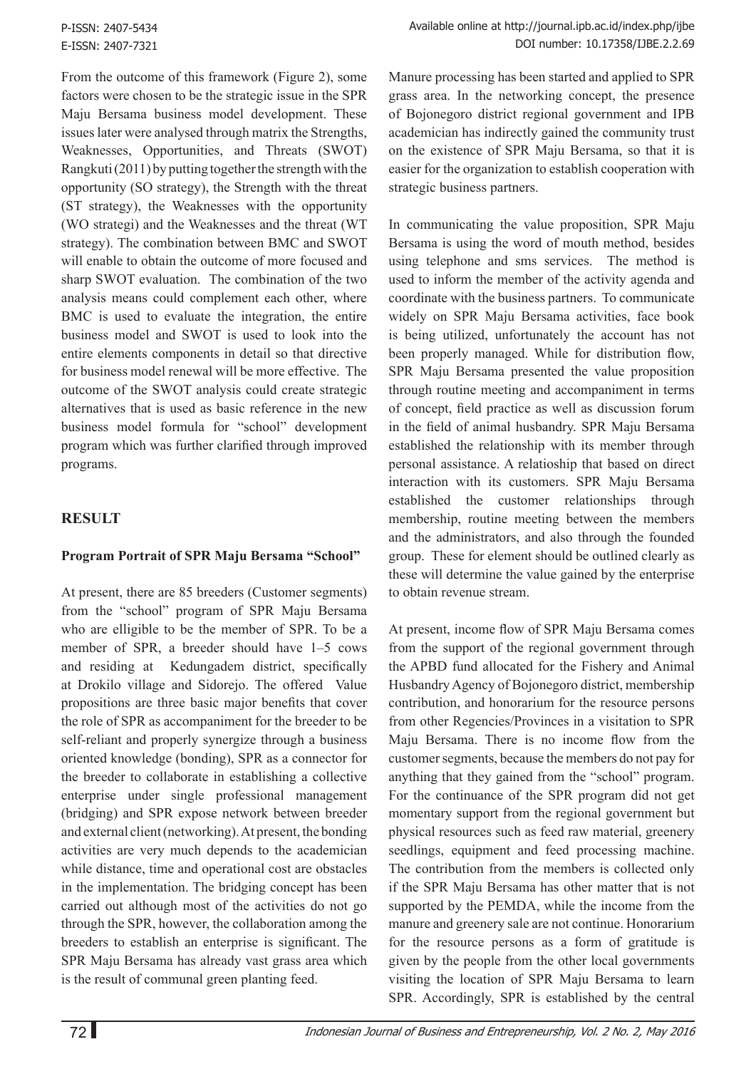From the outcome of this framework (Figure 2), some factors were chosen to be the strategic issue in the SPR Maju Bersama business model development. These issues later were analysed through matrix the Strengths, Weaknesses, Opportunities, and Threats (SWOT) Rangkuti (2011) by putting together the strength with the opportunity (SO strategy), the Strength with the threat (ST strategy), the Weaknesses with the opportunity (WO strategi) and the Weaknesses and the threat (WT strategy). The combination between BMC and SWOT will enable to obtain the outcome of more focused and sharp SWOT evaluation. The combination of the two analysis means could complement each other, where BMC is used to evaluate the integration, the entire business model and SWOT is used to look into the entire elements components in detail so that directive for business model renewal will be more effective. The outcome of the SWOT analysis could create strategic alternatives that is used as basic reference in the new business model formula for "school" development program which was further clarified through improved programs.

## RESULT

### Program Portrait of SPR Maju Bersama "School"

At present, there are 85 breeders (Customer segments) from the "school" program of SPR Maju Bersama who are elligible to be the member of SPR. To be a member of SPR, a breeder should have 1–5 cows and residing at Kedungadem district, specifically at Drokilo village and Sidorejo. The offered Value propositions are three basic major benefits that cover the role of SPR as accompaniment for the breeder to be self-reliant and properly synergize through a business oriented knowledge (bonding), SPR as a connector for the breeder to collaborate in establishing a collective enterprise under single professional management (bridging) and SPR expose network between breeder and external client (networking). At present, the bonding activities are very much depends to the academician while distance, time and operational cost are obstacles in the implementation. The bridging concept has been carried out although most of the activities do not go through the SPR, however, the collaboration among the breeders to establish an enterprise is significant. The SPR Maju Bersama has already vast grass area which is the result of communal green planting feed.

Manure processing has been started and applied to SPR grass area. In the networking concept, the presence of Bojonegoro district regional government and IPB academician has indirectly gained the community trust on the existence of SPR Maju Bersama, so that it is easier for the organization to establish cooperation with strategic business partners.

In communicating the value proposition, SPR Maju Bersama is using the word of mouth method, besides using telephone and sms services. The method is used to inform the member of the activity agenda and coordinate with the business partners. To communicate widely on SPR Maju Bersama activities, face book is being utilized, unfortunately the account has not been properly managed. While for distribution flow, SPR Maju Bersama presented the value proposition through routine meeting and accompaniment in terms of concept, field practice as well as discussion forum in the field of animal husbandry. SPR Maju Bersama established the relationship with its member through personal assistance. A relatioship that based on direct interaction with its customers. SPR Maju Bersama established the customer relationships through membership, routine meeting between the members and the administrators, and also through the founded group. These for element should be outlined clearly as these will determine the value gained by the enterprise to obtain revenue stream.

At present, income flow of SPR Maju Bersama comes from the support of the regional government through the APBD fund allocated for the Fishery and Animal Husbandry Agency of Bojonegoro district, membership contribution, and honorarium for the resource persons from other Regencies/Provinces in a visitation to SPR Maju Bersama. There is no income flow from the customer segments, because the members do not pay for anything that they gained from the "school" program. For the continuance of the SPR program did not get momentary support from the regional government but physical resources such as feed raw material, greenery seedlings, equipment and feed processing machine. The contribution from the members is collected only if the SPR Maju Bersama has other matter that is not supported by the PEMDA, while the income from the manure and greenery sale are not continue. Honorarium for the resource persons as a form of gratitude is given by the people from the other local governments visiting the location of SPR Maju Bersama to learn SPR. Accordingly, SPR is established by the central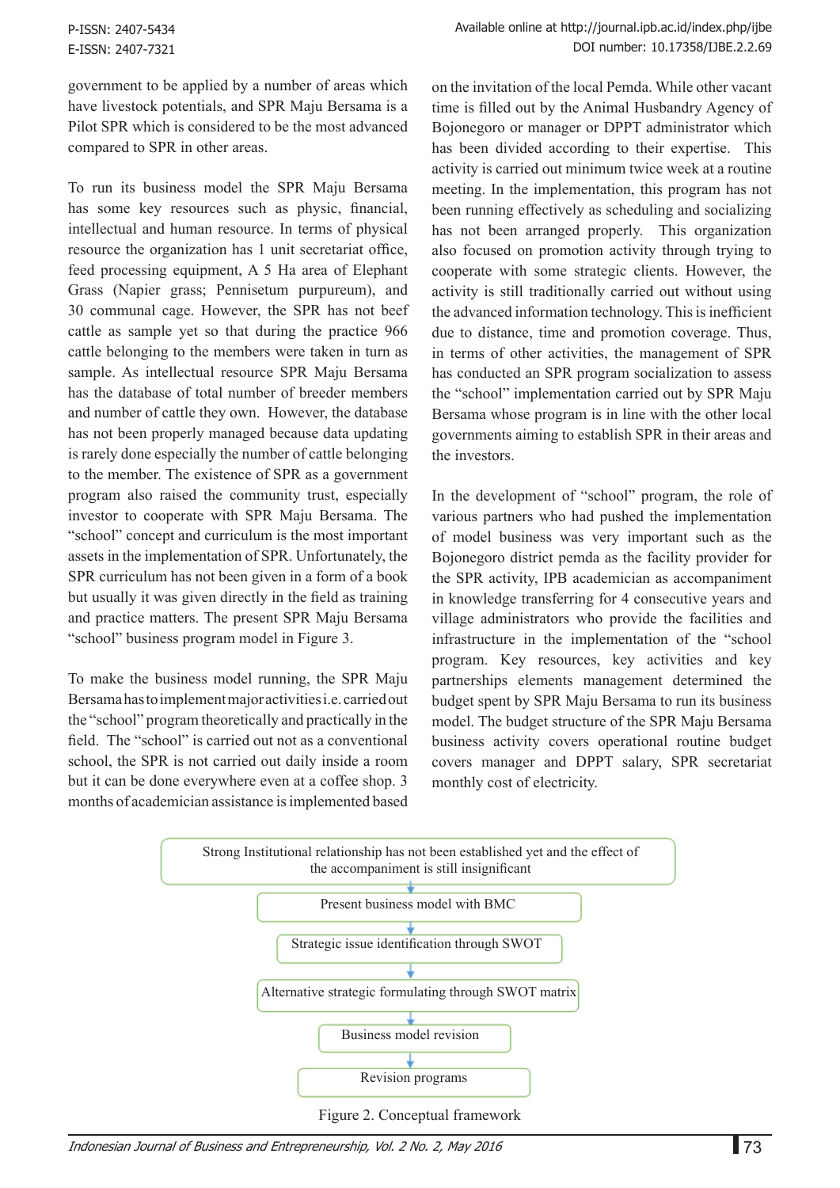government to be applied by a number of areas which have livestock potentials, and SPR Maju Bersama is a Pilot SPR which is considered to be the most advanced compared to SPR in other areas.

To run its business model the SPR Maju Bersama has some key resources such as physic, financial, intellectual and human resource. In terms of physical resource the organization has 1 unit secretariat office, feed processing equipment, A 5 Ha area of Elephant Grass (Napier grass; Pennisetum purpureum), and 30 communal cage. However, the SPR has not beef cattle as sample yet so that during the practice 966 cattle belonging to the members were taken in turn as sample. As intellectual resource SPR Maju Bersama has the database of total number of breeder members and number of cattle they own. However, the database has not been properly managed because data updating is rarely done especially the number of cattle belonging to the member. The existence of SPR as a government program also raised the community trust, especially investor to cooperate with SPR Maju Bersama. The "school" concept and curriculum is the most important assets in the implementation of SPR. Unfortunately, the SPR curriculum has not been given in a form of a book but usually it was given directly in the field as training and practice matters. The present SPR Maju Bersama "school" business program model in Figure 3.

To make the business model running, the SPR Maju Bersama has to implement major activities i.e. carried out the "school" program theoretically and practically in the field. The "school" is carried out not as a conventional school, the SPR is not carried out daily inside a room but it can be done everywhere even at a coffee shop. 3 months of academician assistance is implemented based on the invitation of the local Pemda. While other vacant time is filled out by the Animal Husbandry Agency of Bojonegoro or manager or DPPT administrator which has been divided according to their expertise. This activity is carried out minimum twice week at a routine meeting. In the implementation, this program has not been running effectively as scheduling and socializing has not been arranged properly. This organization also focused on promotion activity through trying to cooperate with some strategic clients. However, the activity is still traditionally carried out without using the advanced information technology. This is inefficient due to distance, time and promotion coverage. Thus, in terms of other activities, the management of SPR has conducted an SPR program socialization to assess the "school" implementation carried out by SPR Maju Bersama whose program is in line with the other local governments aiming to establish SPR in their areas and the investors.

In the development of "school" program, the role of various partners who had pushed the implementation of model business was very important such as the Bojonegoro district pemda as the facility provider for the SPR activity, IPB academician as accompaniment in knowledge transferring for 4 consecutive years and village administrators who provide the facilities and infrastructure in the implementation of the "school program. Key resources, key activities and key partnerships elements management determined the budget spent by SPR Maju Bersama to run its business model. The budget structure of the SPR Maju Bersama business activity covers operational routine budget covers manager and DPPT salary, SPR secretariat monthly cost of electricity.

Strong Institutional relationship has not been established yet and the effect of the accompaniment is still insignificant
↓
Present business model with BMC
↓
Strategic issue identification through SWOT
↓
Alternative strategic formulating through SWOT matrix
↓
Business model revision
↓
Revision programs

Figure 2. Conceptual framework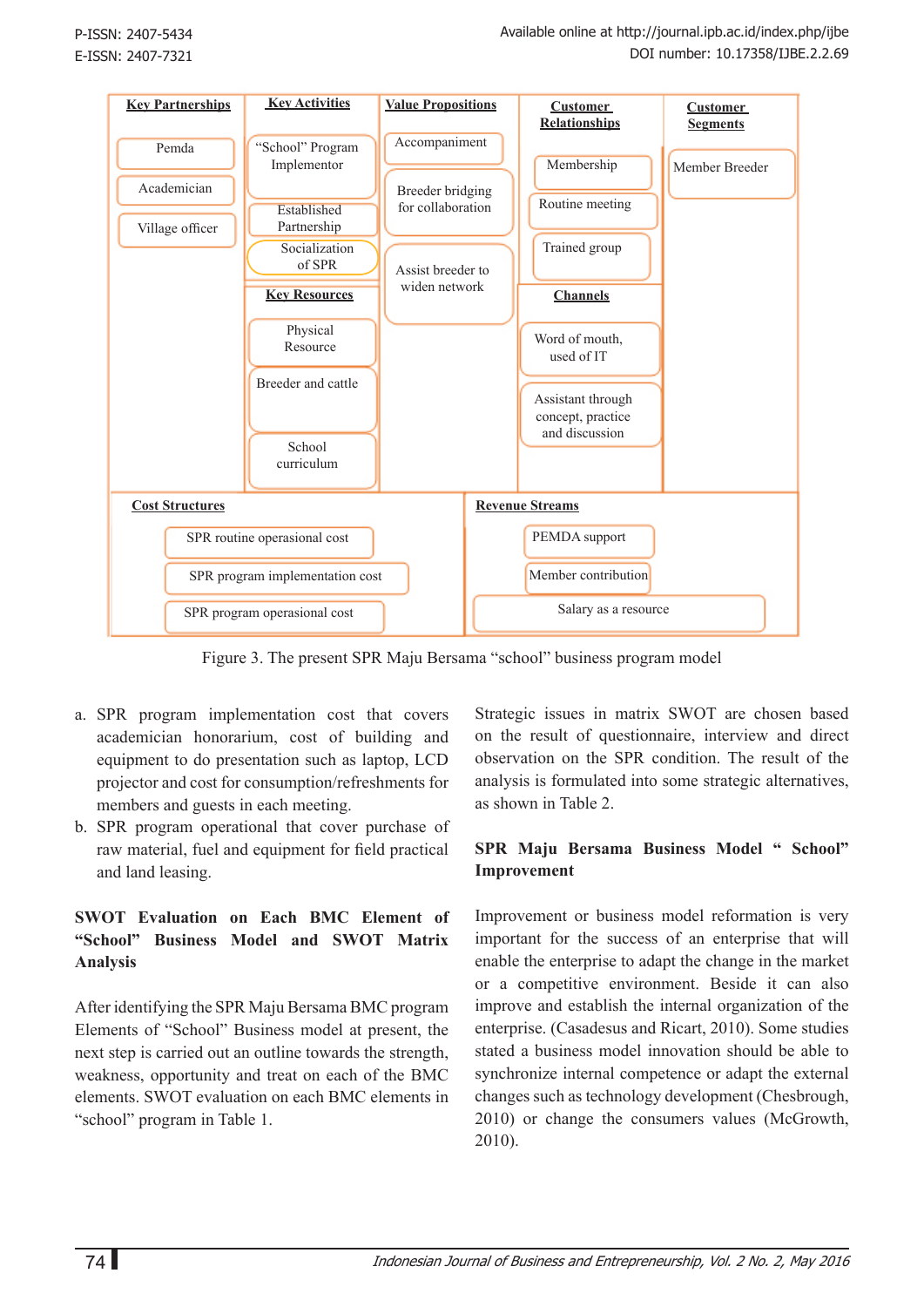| Key Partnerships | Key Activities | Value Propositions | Customer Relationships | Customer Segments |
|---|---|---|---|---|
| Pemda | "School" Program Implementor | Accompaniment | Membership | Member Breeder |
| Academician | Established Partnership | Breeder bridging for collaboration | Routine meeting | |
| Village officer | Socialization of SPR | Assist breeder to widen network | Trained group | |
| | **Key Resources** | | **Channels** | |
| | Physical Resource | | Word of mouth, used of IT | |
| | Breeder and cattle | | Assistant through concept, practice and discussion | |
| | School curriculum | | | |

| Cost Structures | Revenue Streams |
|---|---|
| SPR routine operasional cost | PEMDA support |
| SPR program implementation cost | Member contribution |
| SPR program operasional cost | Salary as a resource |

Figure 3. The present SPR Maju Bersama "school" business program model

a. SPR program implementation cost that covers academician honorarium, cost of building and equipment to do presentation such as laptop, LCD projector and cost for consumption/refreshments for members and guests in each meeting.
b. SPR program operational that cover purchase of raw material, fuel and equipment for field practical and land leasing.

**SWOT Evaluation on Each BMC Element of "School" Business Model and SWOT Matrix Analysis**

After identifying the SPR Maju Bersama BMC program Elements of "School" Business model at present, the next step is carried out an outline towards the strength, weakness, opportunity and treat on each of the BMC elements. SWOT evaluation on each BMC elements in "school" program in Table 1.

Strategic issues in matrix SWOT are chosen based on the result of questionnaire, interview and direct observation on the SPR condition. The result of the analysis is formulated into some strategic alternatives, as shown in Table 2.

**SPR Maju Bersama Business Model " School" Improvement**

Improvement or business model reformation is very important for the success of an enterprise that will enable the enterprise to adapt the change in the market or a competitive environment. Beside it can also improve and establish the internal organization of the enterprise. (Casadesus and Ricart, 2010). Some studies stated a business model innovation should be able to synchronize internal competence or adapt the external changes such as technology development (Chesbrough, 2010) or change the consumers values (McGrowth, 2010).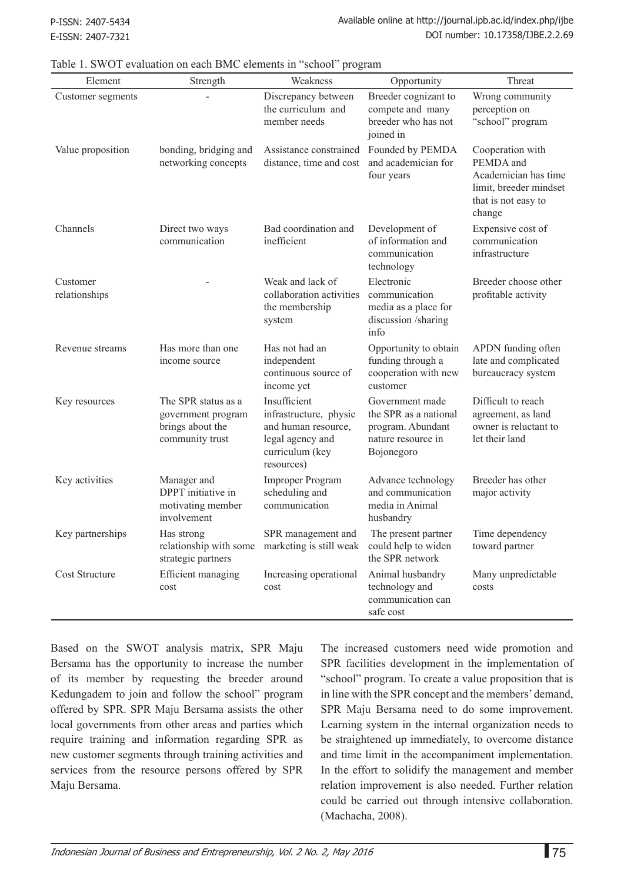Table 1. SWOT evaluation on each BMC elements in "school" program

| Element | Strength | Weakness | Opportunity | Threat |
|---|---|---|---|---|
| Customer segments | - | Discrepancy between the curriculum and member needs | Breeder cognizant to compete and many breeder who has not joined in | Wrong community perception on "school" program |
| Value proposition | bonding, bridging and networking concepts | Assistance constrained distance, time and cost | Founded by PEMDA and academician for four years | Cooperation with PEMDA and Academician has time limit, breeder mindset that is not easy to change |
| Channels | Direct two ways communication | Bad coordination and inefficient | Development of of information and communication technology | Expensive cost of communication infrastructure |
| Customer relationships | - | Weak and lack of collaboration activities the membership system | Electronic communication media as a place for discussion /sharing info | Breeder choose other profitable activity |
| Revenue streams | Has more than one income source | Has not had an independent continuous source of income yet | Opportunity to obtain funding through a cooperation with new customer | APDN funding often late and complicated bureaucracy system |
| Key resources | The SPR status as a government program brings about the community trust | Insufficient infrastructure, physic and human resource, legal agency and curriculum (key resources) | Government made the SPR as a national program. Abundant nature resource in Bojonegoro | Difficult to reach agreement, as land owner is reluctant to let their land |
| Key activities | Manager and DPPT initiative in motivating member involvement | Improper Program scheduling and communication | Advance technology and communication media in Animal husbandry | Breeder has other major activity |
| Key partnerships | Has strong relationship with some strategic partners | SPR management and marketing is still weak | The present partner could help to widen the SPR network | Time dependency toward partner |
| Cost Structure | Efficient managing cost | Increasing operational cost | Animal husbandry technology and communication can safe cost | Many unpredictable costs |

Based on the SWOT analysis matrix, SPR Maju Bersama has the opportunity to increase the number of its member by requesting the breeder around Kedungadem to join and follow the school" program offered by SPR. SPR Maju Bersama assists the other local governments from other areas and parties which require training and information regarding SPR as new customer segments through training activities and services from the resource persons offered by SPR Maju Bersama.

The increased customers need wide promotion and SPR facilities development in the implementation of "school" program. To create a value proposition that is in line with the SPR concept and the members' demand, SPR Maju Bersama need to do some improvement. Learning system in the internal organization needs to be straightened up immediately, to overcome distance and time limit in the accompaniment implementation. In the effort to solidify the management and member relation improvement is also needed. Further relation could be carried out through intensive collaboration. (Machacha, 2008).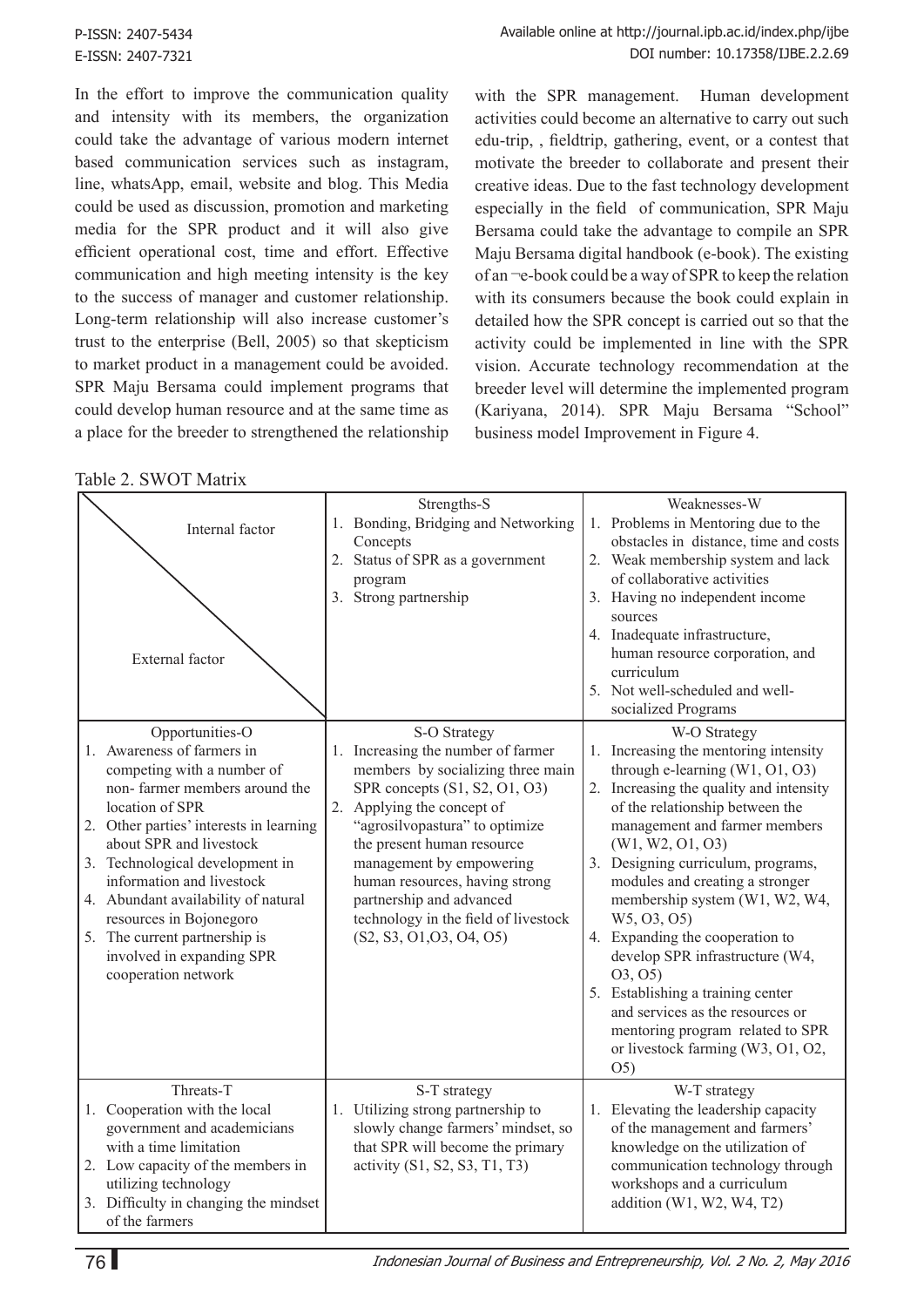In the effort to improve the communication quality and intensity with its members, the organization could take the advantage of various modern internet based communication services such as instagram, line, whatsApp, email, website and blog. This Media could be used as discussion, promotion and marketing media for the SPR product and it will also give efficient operational cost, time and effort. Effective communication and high meeting intensity is the key to the success of manager and customer relationship. Long-term relationship will also increase customer's trust to the enterprise (Bell, 2005) so that skepticism to market product in a management could be avoided. SPR Maju Bersama could implement programs that could develop human resource and at the same time as a place for the breeder to strengthened the relationship with the SPR management. Human development activities could become an alternative to carry out such edu-trip, , fieldtrip, gathering, event, or a contest that motivate the breeder to collaborate and present their creative ideas. Due to the fast technology development especially in the field of communication, SPR Maju Bersama could take the advantage to compile an SPR Maju Bersama digital handbook (e-book). The existing of an ¬e-book could be a way of SPR to keep the relation with its consumers because the book could explain in detailed how the SPR concept is carried out so that the activity could be implemented in line with the SPR vision. Accurate technology recommendation at the breeder level will determine the implemented program (Kariyana, 2014). SPR Maju Bersama "School" business model Improvement in Figure 4.

Table 2. SWOT Matrix

| Internal factor / External factor | Strengths-S | Weaknesses-W |
|---|---|---|
| | 1. Bonding, Bridging and Networking Concepts<br>2. Status of SPR as a government program<br>3. Strong partnership | 1. Problems in Mentoring due to the obstacles in distance, time and costs<br>2. Weak membership system and lack of collaborative activities<br>3. Having no independent income sources<br>4. Inadequate infrastructure, human resource corporation, and curriculum<br>5. Not well-scheduled and well-socialized Programs |
| **Opportunities-O**<br>1. Awareness of farmers in competing with a number of non- farmer members around the location of SPR<br>2. Other parties' interests in learning about SPR and livestock<br>3. Technological development in information and livestock<br>4. Abundant availability of natural resources in Bojonegoro<br>5. The current partnership is involved in expanding SPR cooperation network | **S-O Strategy**<br>1. Increasing the number of farmer members by socializing three main SPR concepts (S1, S2, O1, O3)<br>2. Applying the concept of "agrosilvopastura" to optimize the present human resource management by empowering human resources, having strong partnership and advanced technology in the field of livestock (S2, S3, O1,O3, O4, O5) | **W-O Strategy**<br>1. Increasing the mentoring intensity through e-learning (W1, O1, O3)<br>2. Increasing the quality and intensity of the relationship between the management and farmer members (W1, W2, O1, O3)<br>3. Designing curriculum, programs, modules and creating a stronger membership system (W1, W2, W4, W5, O3, O5)<br>4. Expanding the cooperation to develop SPR infrastructure (W4, O3, O5)<br>5. Establishing a training center and services as the resources or mentoring program related to SPR or livestock farming (W3, O1, O2, O5) |
| **Threats-T**<br>1. Cooperation with the local government and academicians with a time limitation<br>2. Low capacity of the members in utilizing technology<br>3. Difficulty in changing the mindset of the farmers | **S-T strategy**<br>1. Utilizing strong partnership to slowly change farmers' mindset, so that SPR will become the primary activity (S1, S2, S3, T1, T3) | **W-T strategy**<br>1. Elevating the leadership capacity of the management and farmers' knowledge on the utilization of communication technology through workshops and a curriculum addition (W1, W2, W4, T2) |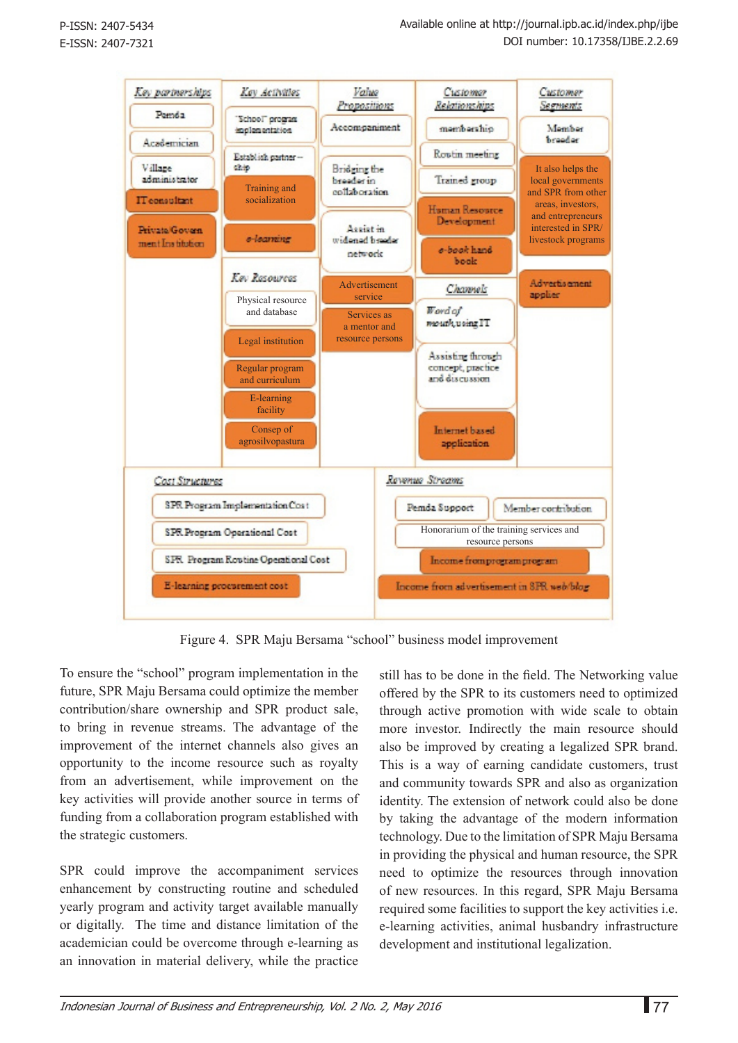**Key partnerships**
- Pemda
- Academician
- Village administrator
- IT consultant
- Private/Government Institution

**Key Activities**
- "School" program implementation
- Establish partnership
- Training and socialization
- e-learning

**Key Resources**
- Physical resource and database
- Legal institution
- Regular program and curriculum
- E-learning facility
- Consep of agrosilvopastura

**Value Propositions**
- Accompaniment
- Bridging the breeder in collaboration
- Assist in widened breeder network
- Advertisement service
- Services as a mentor and resource persons

**Customer Relationships**
- membership
- Routin meeting
- Trained group
- Human Resource Development
- e-book hand book

**Channels**
- Word of mouth, using IT
- Assisting through concept, practice and discussion
- Internet based application

**Customer Segments**
- Member breeder
- It also helps the local governments and SPR from other areas, investors, and entrepreneurs interested in SPR/livestock programs
- Advertisement applier

**Cost Structures**
- SPR Program Implementation Cost
- SPR Program Operational Cost
- SPR Program Routine Operational Cost
- E-learning procurement cost

**Revenue Streams**
- Pemda Support
- Member contribution
- Honorarium of the training services and resource persons
- Income from program program
- Income from advertisement in SPR web/blog

Figure 4. SPR Maju Bersama "school" business model improvement

To ensure the "school" program implementation in the future, SPR Maju Bersama could optimize the member contribution/share ownership and SPR product sale, to bring in revenue streams. The advantage of the improvement of the internet channels also gives an opportunity to the income resource such as royalty from an advertisement, while improvement on the key activities will provide another source in terms of funding from a collaboration program established with the strategic customers.

SPR could improve the accompaniment services enhancement by constructing routine and scheduled yearly program and activity target available manually or digitally. The time and distance limitation of the academician could be overcome through e-learning as an innovation in material delivery, while the practice still has to be done in the field. The Networking value offered by the SPR to its customers need to optimized through active promotion with wide scale to obtain more investor. Indirectly the main resource should also be improved by creating a legalized SPR brand. This is a way of earning candidate customers, trust and community towards SPR and also as organization identity. The extension of network could also be done by taking the advantage of the modern information technology. Due to the limitation of SPR Maju Bersama in providing the physical and human resource, the SPR need to optimize the resources through innovation of new resources. In this regard, SPR Maju Bersama required some facilities to support the key activities i.e. e-learning activities, animal husbandry infrastructure development and institutional legalization.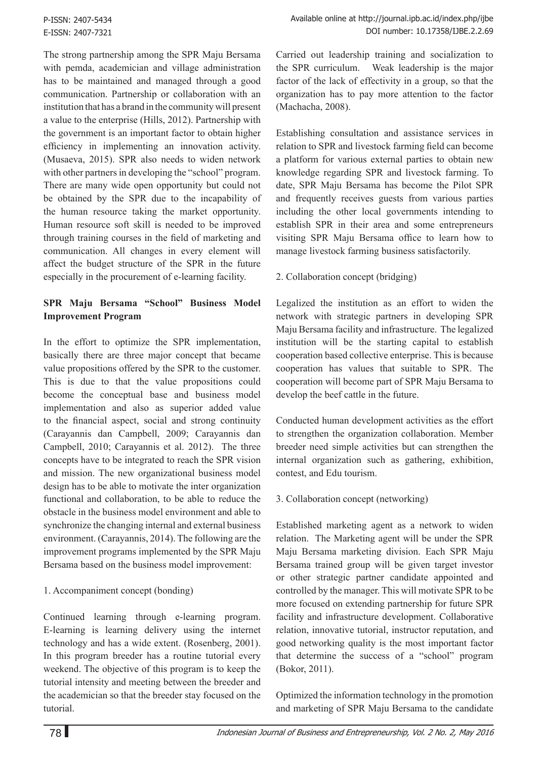The strong partnership among the SPR Maju Bersama with pemda, academician and village administration has to be maintained and managed through a good communication. Partnership or collaboration with an institution that has a brand in the community will present a value to the enterprise (Hills, 2012). Partnership with the government is an important factor to obtain higher efficiency in implementing an innovation activity. (Musaeva, 2015). SPR also needs to widen network with other partners in developing the "school" program. There are many wide open opportunity but could not be obtained by the SPR due to the incapability of the human resource taking the market opportunity. Human resource soft skill is needed to be improved through training courses in the field of marketing and communication. All changes in every element will affect the budget structure of the SPR in the future especially in the procurement of e-learning facility.

**SPR Maju Bersama "School" Business Model Improvement Program**

In the effort to optimize the SPR implementation, basically there are three major concept that became value propositions offered by the SPR to the customer. This is due to that the value propositions could become the conceptual base and business model implementation and also as superior added value to the financial aspect, social and strong continuity (Carayannis dan Campbell, 2009; Carayannis dan Campbell, 2010; Carayannis et al. 2012). The three concepts have to be integrated to reach the SPR vision and mission. The new organizational business model design has to be able to motivate the inter organization functional and collaboration, to be able to reduce the obstacle in the business model environment and able to synchronize the changing internal and external business environment. (Carayannis, 2014). The following are the improvement programs implemented by the SPR Maju Bersama based on the business model improvement:

1. Accompaniment concept (bonding)

Continued learning through e-learning program. E-learning is learning delivery using the internet technology and has a wide extent. (Rosenberg, 2001). In this program breeder has a routine tutorial every weekend. The objective of this program is to keep the tutorial intensity and meeting between the breeder and the academician so that the breeder stay focused on the tutorial.

Carried out leadership training and socialization to the SPR curriculum. Weak leadership is the major factor of the lack of effectivity in a group, so that the organization has to pay more attention to the factor (Machacha, 2008).

Establishing consultation and assistance services in relation to SPR and livestock farming field can become a platform for various external parties to obtain new knowledge regarding SPR and livestock farming. To date, SPR Maju Bersama has become the Pilot SPR and frequently receives guests from various parties including the other local governments intending to establish SPR in their area and some entrepreneurs visiting SPR Maju Bersama office to learn how to manage livestock farming business satisfactorily.

2. Collaboration concept (bridging)

Legalized the institution as an effort to widen the network with strategic partners in developing SPR Maju Bersama facility and infrastructure. The legalized institution will be the starting capital to establish cooperation based collective enterprise. This is because cooperation has values that suitable to SPR. The cooperation will become part of SPR Maju Bersama to develop the beef cattle in the future.

Conducted human development activities as the effort to strengthen the organization collaboration. Member breeder need simple activities but can strengthen the internal organization such as gathering, exhibition, contest, and Edu tourism.

3. Collaboration concept (networking)

Established marketing agent as a network to widen relation. The Marketing agent will be under the SPR Maju Bersama marketing division. Each SPR Maju Bersama trained group will be given target investor or other strategic partner candidate appointed and controlled by the manager. This will motivate SPR to be more focused on extending partnership for future SPR facility and infrastructure development. Collaborative relation, innovative tutorial, instructor reputation, and good networking quality is the most important factor that determine the success of a "school" program (Bokor, 2011).

Optimized the information technology in the promotion and marketing of SPR Maju Bersama to the candidate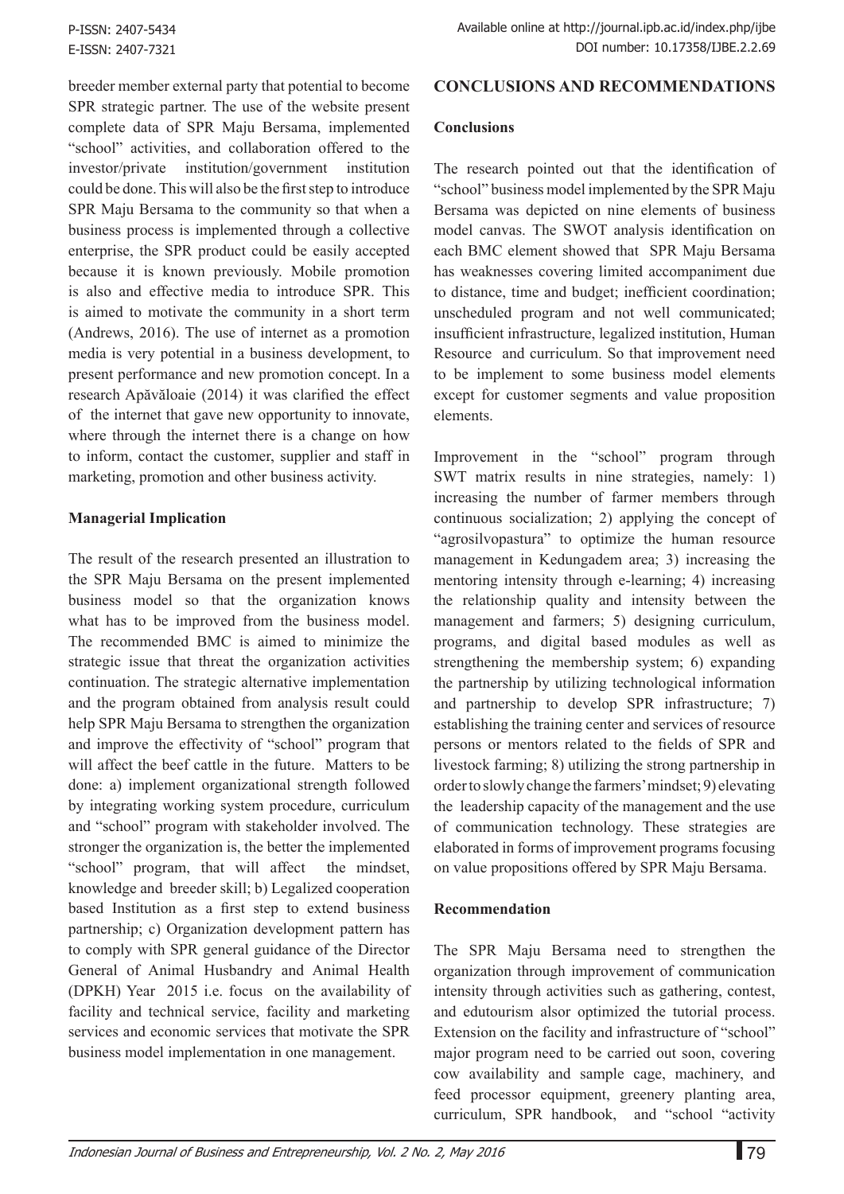breeder member external party that potential to become SPR strategic partner. The use of the website present complete data of SPR Maju Bersama, implemented "school" activities, and collaboration offered to the investor/private institution/government institution could be done. This will also be the first step to introduce SPR Maju Bersama to the community so that when a business process is implemented through a collective enterprise, the SPR product could be easily accepted because it is known previously. Mobile promotion is also and effective media to introduce SPR. This is aimed to motivate the community in a short term (Andrews, 2016). The use of internet as a promotion media is very potential in a business development, to present performance and new promotion concept. In a research Apăvăloaie (2014) it was clarified the effect of the internet that gave new opportunity to innovate, where through the internet there is a change on how to inform, contact the customer, supplier and staff in marketing, promotion and other business activity.

### Managerial Implication

The result of the research presented an illustration to the SPR Maju Bersama on the present implemented business model so that the organization knows what has to be improved from the business model. The recommended BMC is aimed to minimize the strategic issue that threat the organization activities continuation. The strategic alternative implementation and the program obtained from analysis result could help SPR Maju Bersama to strengthen the organization and improve the effectivity of "school" program that will affect the beef cattle in the future. Matters to be done: a) implement organizational strength followed by integrating working system procedure, curriculum and "school" program with stakeholder involved. The stronger the organization is, the better the implemented "school" program, that will affect the mindset, knowledge and breeder skill; b) Legalized cooperation based Institution as a first step to extend business partnership; c) Organization development pattern has to comply with SPR general guidance of the Director General of Animal Husbandry and Animal Health (DPKH) Year 2015 i.e. focus on the availability of facility and technical service, facility and marketing services and economic services that motivate the SPR business model implementation in one management.

## CONCLUSIONS AND RECOMMENDATIONS

### Conclusions

The research pointed out that the identification of "school" business model implemented by the SPR Maju Bersama was depicted on nine elements of business model canvas. The SWOT analysis identification on each BMC element showed that SPR Maju Bersama has weaknesses covering limited accompaniment due to distance, time and budget; inefficient coordination; unscheduled program and not well communicated; insufficient infrastructure, legalized institution, Human Resource and curriculum. So that improvement need to be implement to some business model elements except for customer segments and value proposition elements.

Improvement in the "school" program through SWT matrix results in nine strategies, namely: 1) increasing the number of farmer members through continuous socialization; 2) applying the concept of "agrosilvopastura" to optimize the human resource management in Kedungadem area; 3) increasing the mentoring intensity through e-learning; 4) increasing the relationship quality and intensity between the management and farmers; 5) designing curriculum, programs, and digital based modules as well as strengthening the membership system; 6) expanding the partnership by utilizing technological information and partnership to develop SPR infrastructure; 7) establishing the training center and services of resource persons or mentors related to the fields of SPR and livestock farming; 8) utilizing the strong partnership in order to slowly change the farmers' mindset; 9) elevating the leadership capacity of the management and the use of communication technology. These strategies are elaborated in forms of improvement programs focusing on value propositions offered by SPR Maju Bersama.

### Recommendation

The SPR Maju Bersama need to strengthen the organization through improvement of communication intensity through activities such as gathering, contest, and edutourism alsor optimized the tutorial process. Extension on the facility and infrastructure of "school" major program need to be carried out soon, covering cow availability and sample cage, machinery, and feed processor equipment, greenery planting area, curriculum, SPR handbook, and "school "activity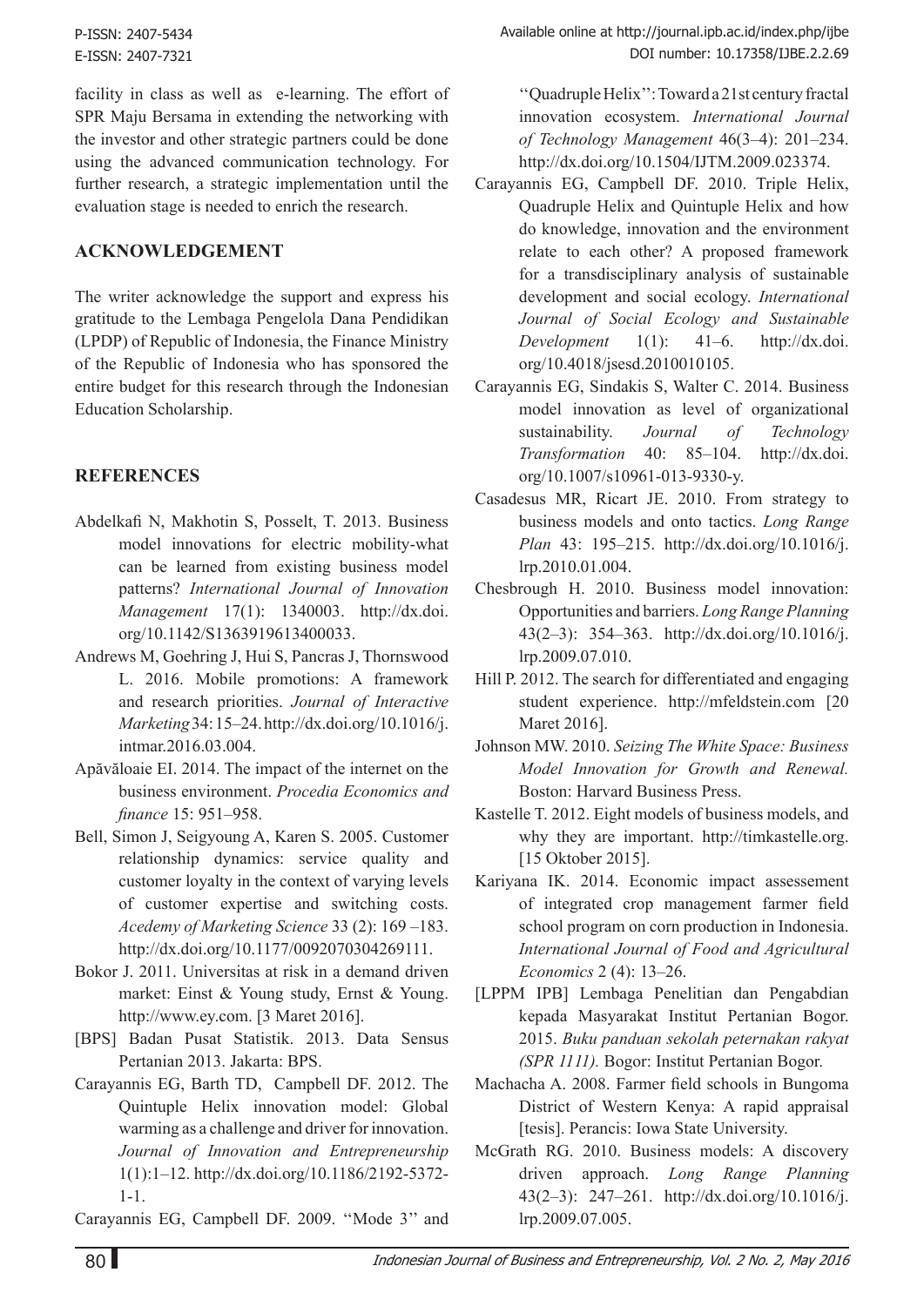facility in class as well as e-learning. The effort of SPR Maju Bersama in extending the networking with the investor and other strategic partners could be done using the advanced communication technology. For further research, a strategic implementation until the evaluation stage is needed to enrich the research.

## ACKNOWLEDGEMENT

The writer acknowledge the support and express his gratitude to the Lembaga Pengelola Dana Pendidikan (LPDP) of Republic of Indonesia, the Finance Ministry of the Republic of Indonesia who has sponsored the entire budget for this research through the Indonesian Education Scholarship.

## REFERENCES

Abdelkafi N, Makhotin S, Posselt, T. 2013. Business model innovations for electric mobility-what can be learned from existing business model patterns? *International Journal of Innovation Management* 17(1): 1340003. http://dx.doi.org/10.1142/S1363919613400033.

Andrews M, Goehring J, Hui S, Pancras J, Thornswood L. 2016. Mobile promotions: A framework and research priorities. *Journal of Interactive Marketing* 34: 15–24. http://dx.doi.org/10.1016/j.intmar.2016.03.004.

Apăvăloaie EI. 2014. The impact of the internet on the business environment. *Procedia Economics and finance* 15: 951–958.

Bell, Simon J, Seigyoung A, Karen S. 2005. Customer relationship dynamics: service quality and customer loyalty in the context of varying levels of customer expertise and switching costs. *Acedemy of Marketing Science* 33 (2): 169 –183. http://dx.doi.org/10.1177/0092070304269111.

Bokor J. 2011. Universitas at risk in a demand driven market: Einst & Young study, Ernst & Young. http://www.ey.com. [3 Maret 2016].

[BPS] Badan Pusat Statistik. 2013. Data Sensus Pertanian 2013. Jakarta: BPS.

Carayannis EG, Barth TD, Campbell DF. 2012. The Quintuple Helix innovation model: Global warming as a challenge and driver for innovation. *Journal of Innovation and Entrepreneurship* 1(1):1–12. http://dx.doi.org/10.1186/2192-5372-1-1.

Carayannis EG, Campbell DF. 2009. ''Mode 3'' and ''Quadruple Helix'': Toward a 21st century fractal innovation ecosystem. *International Journal of Technology Management* 46(3–4): 201–234. http://dx.doi.org/10.1504/IJTM.2009.023374.

Carayannis EG, Campbell DF. 2010. Triple Helix, Quadruple Helix and Quintuple Helix and how do knowledge, innovation and the environment relate to each other? A proposed framework for a transdisciplinary analysis of sustainable development and social ecology. *International Journal of Social Ecology and Sustainable Development* 1(1): 41–6. http://dx.doi.org/10.4018/jsesd.2010010105.

Carayannis EG, Sindakis S, Walter C. 2014. Business model innovation as level of organizational sustainability. *Journal of Technology Transformation* 40: 85–104. http://dx.doi.org/10.1007/s10961-013-9330-y.

Casadesus MR, Ricart JE. 2010. From strategy to business models and onto tactics. *Long Range Plan* 43: 195–215. http://dx.doi.org/10.1016/j.lrp.2010.01.004.

Chesbrough H. 2010. Business model innovation: Opportunities and barriers. *Long Range Planning* 43(2–3): 354–363. http://dx.doi.org/10.1016/j.lrp.2009.07.010.

Hill P. 2012. The search for differentiated and engaging student experience. http://mfeldstein.com [20 Maret 2016].

Johnson MW. 2010. *Seizing The White Space: Business Model Innovation for Growth and Renewal.* Boston: Harvard Business Press.

Kastelle T. 2012. Eight models of business models, and why they are important. http://timkastelle.org. [15 Oktober 2015].

Kariyana IK. 2014. Economic impact assessement of integrated crop management farmer field school program on corn production in Indonesia. *International Journal of Food and Agricultural Economics* 2 (4): 13–26.

[LPPM IPB] Lembaga Penelitian dan Pengabdian kepada Masyarakat Institut Pertanian Bogor. 2015. *Buku panduan sekolah peternakan rakyat (SPR 1111).* Bogor: Institut Pertanian Bogor.

Machacha A. 2008. Farmer field schools in Bungoma District of Western Kenya: A rapid appraisal [tesis]. Perancis: Iowa State University.

McGrath RG. 2010. Business models: A discovery driven approach. *Long Range Planning* 43(2–3): 247–261. http://dx.doi.org/10.1016/j.lrp.2009.07.005.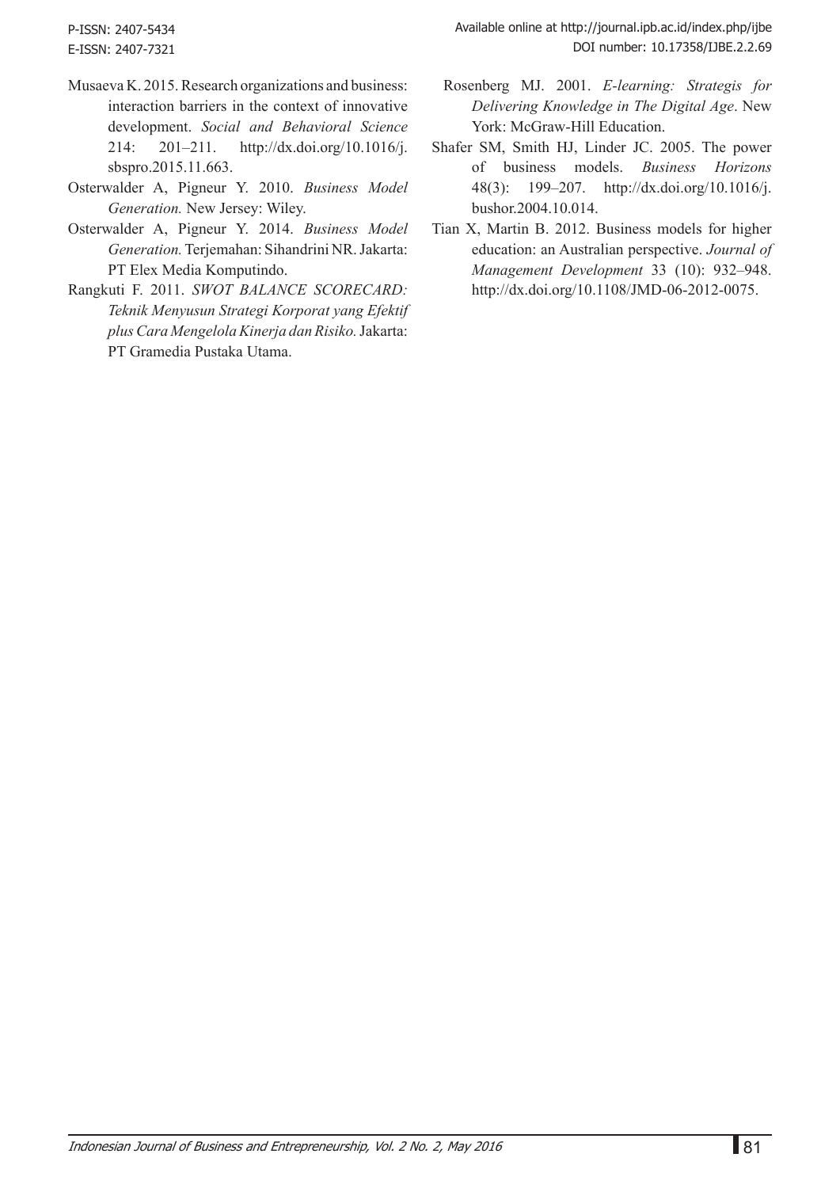Musaeva K. 2015. Research organizations and business: interaction barriers in the context of innovative development. *Social and Behavioral Science* 214: 201–211. http://dx.doi.org/10.1016/j.sbspro.2015.11.663.

Osterwalder A, Pigneur Y. 2010. *Business Model Generation.* New Jersey: Wiley.

Osterwalder A, Pigneur Y. 2014. *Business Model Generation.* Terjemahan: Sihandrini NR. Jakarta: PT Elex Media Komputindo.

Rangkuti F. 2011. *SWOT BALANCE SCORECARD: Teknik Menyusun Strategi Korporat yang Efektif plus Cara Mengelola Kinerja dan Risiko.* Jakarta: PT Gramedia Pustaka Utama.

Rosenberg MJ. 2001. *E-learning: Strategis for Delivering Knowledge in The Digital Age*. New York: McGraw-Hill Education.

Shafer SM, Smith HJ, Linder JC. 2005. The power of business models. *Business Horizons* 48(3): 199–207. http://dx.doi.org/10.1016/j.bushor.2004.10.014.

Tian X, Martin B. 2012. Business models for higher education: an Australian perspective. *Journal of Management Development* 33 (10): 932–948. http://dx.doi.org/10.1108/JMD-06-2012-0075.